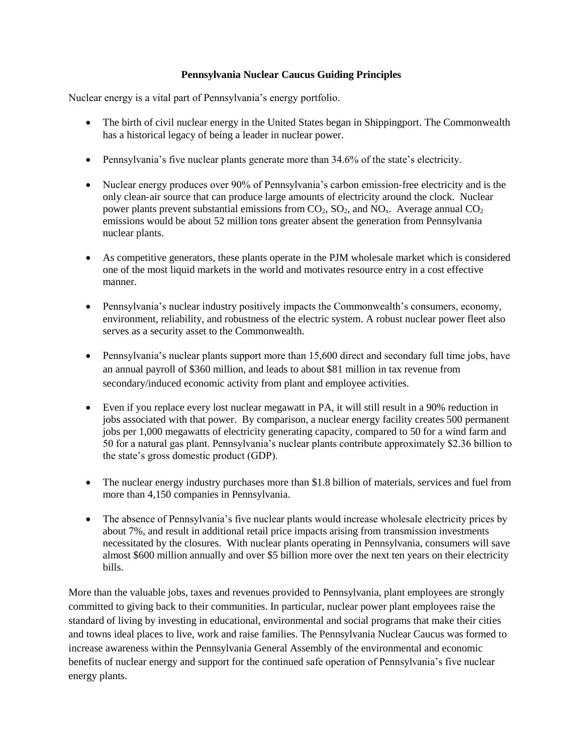**Pennsylvania Nuclear Caucus Guiding Principles**

Nuclear energy is a vital part of Pennsylvania's energy portfolio.

- The birth of civil nuclear energy in the United States began in Shippingport. The Commonwealth has a historical legacy of being a leader in nuclear power.

- Pennsylvania's five nuclear plants generate more than 34.6% of the state's electricity.

- Nuclear energy produces over 90% of Pennsylvania's carbon emission-free electricity and is the only clean-air source that can produce large amounts of electricity around the clock. Nuclear power plants prevent substantial emissions from $CO_2$, $SO_2$, and $NO_x$. Average annual $CO_2$ emissions would be about 52 million tons greater absent the generation from Pennsylvania nuclear plants.

- As competitive generators, these plants operate in the PJM wholesale market which is considered one of the most liquid markets in the world and motivates resource entry in a cost effective manner.

- Pennsylvania's nuclear industry positively impacts the Commonwealth's consumers, economy, environment, reliability, and robustness of the electric system. A robust nuclear power fleet also serves as a security asset to the Commonwealth.

- Pennsylvania's nuclear plants support more than 15,600 direct and secondary full time jobs, have an annual payroll of $360 million, and leads to about $81 million in tax revenue from secondary/induced economic activity from plant and employee activities.

- Even if you replace every lost nuclear megawatt in PA, it will still result in a 90% reduction in jobs associated with that power. By comparison, a nuclear energy facility creates 500 permanent jobs per 1,000 megawatts of electricity generating capacity, compared to 50 for a wind farm and 50 for a natural gas plant. Pennsylvania's nuclear plants contribute approximately $2.36 billion to the state's gross domestic product (GDP).

- The nuclear energy industry purchases more than $1.8 billion of materials, services and fuel from more than 4,150 companies in Pennsylvania.

- The absence of Pennsylvania's five nuclear plants would increase wholesale electricity prices by about 7%, and result in additional retail price impacts arising from transmission investments necessitated by the closures. With nuclear plants operating in Pennsylvania, consumers will save almost $600 million annually and over $5 billion more over the next ten years on their electricity bills.

More than the valuable jobs, taxes and revenues provided to Pennsylvania, plant employees are strongly committed to giving back to their communities. In particular, nuclear power plant employees raise the standard of living by investing in educational, environmental and social programs that make their cities and towns ideal places to live, work and raise families. The Pennsylvania Nuclear Caucus was formed to increase awareness within the Pennsylvania General Assembly of the environmental and economic benefits of nuclear energy and support for the continued safe operation of Pennsylvania's five nuclear energy plants.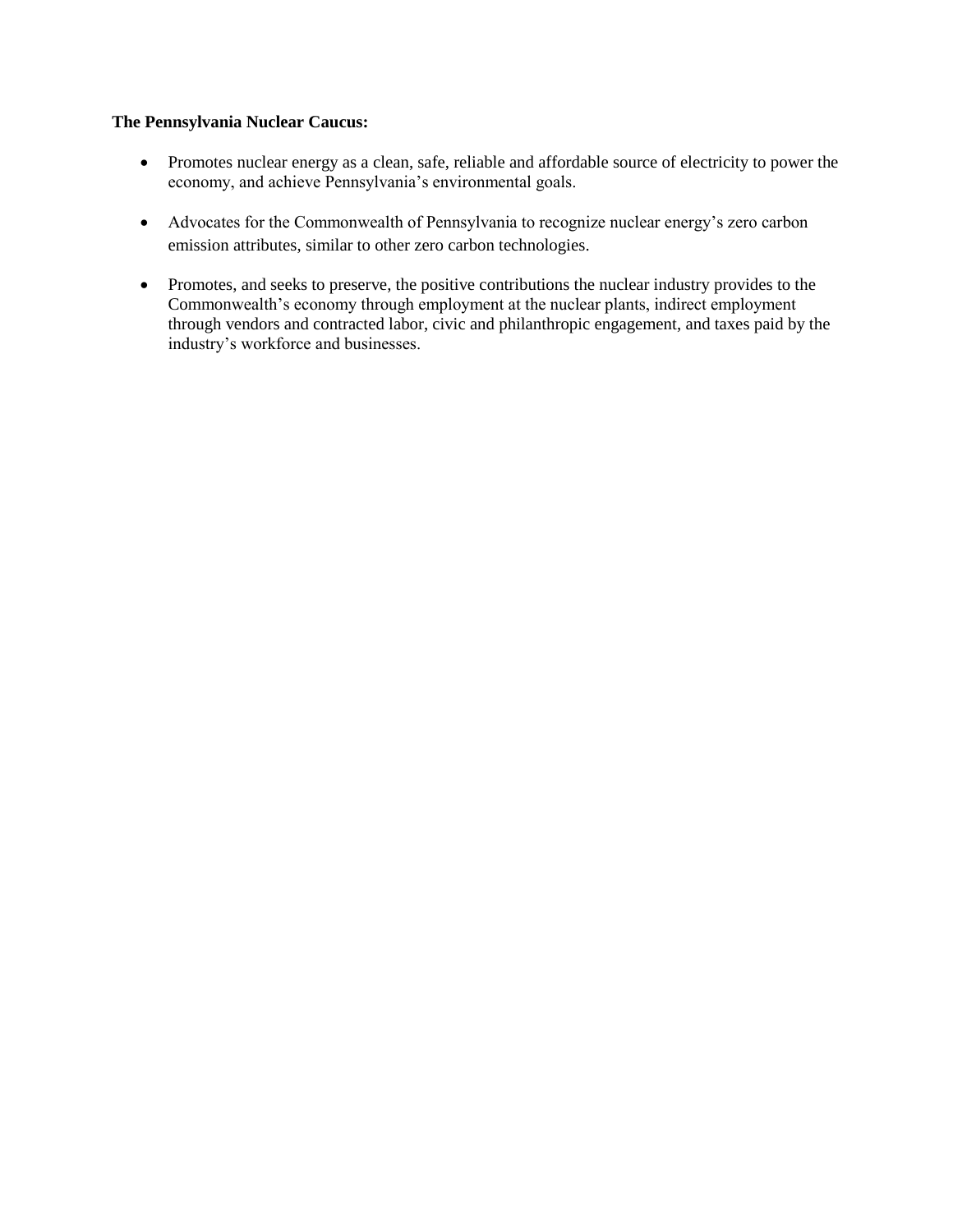**The Pennsylvania Nuclear Caucus:**

- Promotes nuclear energy as a clean, safe, reliable and affordable source of electricity to power the economy, and achieve Pennsylvania's environmental goals.

- Advocates for the Commonwealth of Pennsylvania to recognize nuclear energy's zero carbon emission attributes, similar to other zero carbon technologies.

- Promotes, and seeks to preserve, the positive contributions the nuclear industry provides to the Commonwealth's economy through employment at the nuclear plants, indirect employment through vendors and contracted labor, civic and philanthropic engagement, and taxes paid by the industry's workforce and businesses.